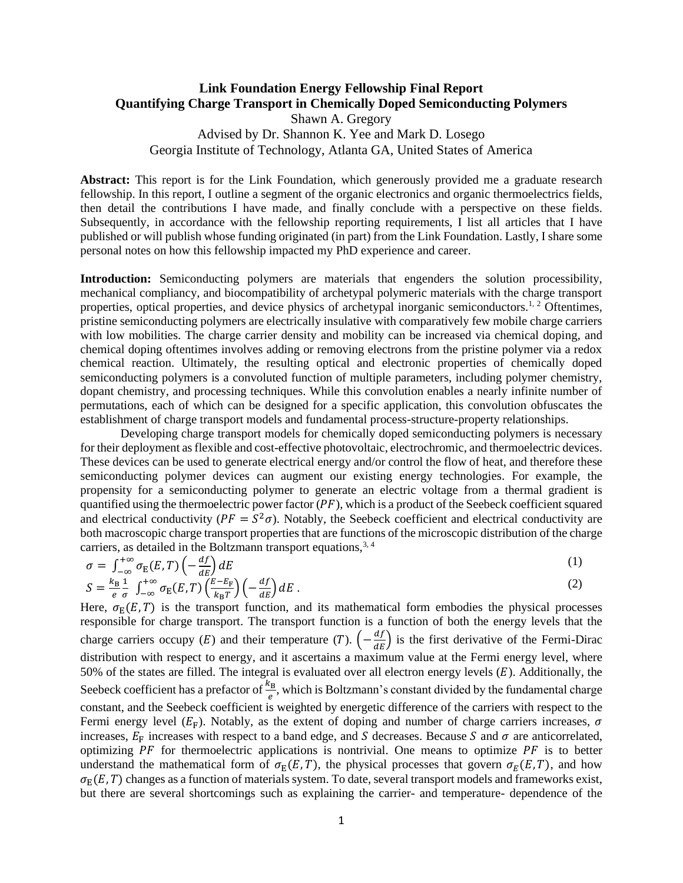# Link Foundation Energy Fellowship Final Report

## Quantifying Charge Transport in Chemically Doped Semiconducting Polymers

Shawn A. Gregory

Advised by Dr. Shannon K. Yee and Mark D. Losego

Georgia Institute of Technology, Atlanta GA, United States of America

**Abstract:** This report is for the Link Foundation, which generously provided me a graduate research fellowship. In this report, I outline a segment of the organic electronics and organic thermoelectrics fields, then detail the contributions I have made, and finally conclude with a perspective on these fields. Subsequently, in accordance with the fellowship reporting requirements, I list all articles that I have published or will publish whose funding originated (in part) from the Link Foundation. Lastly, I share some personal notes on how this fellowship impacted my PhD experience and career.

**Introduction:** Semiconducting polymers are materials that engenders the solution processibility, mechanical compliancy, and biocompatibility of archetypal polymeric materials with the charge transport properties, optical properties, and device physics of archetypal inorganic semiconductors.[1, 2] Oftentimes, pristine semiconducting polymers are electrically insulative with comparatively few mobile charge carriers with low mobilities. The charge carrier density and mobility can be increased via chemical doping, and chemical doping oftentimes involves adding or removing electrons from the pristine polymer via a redox chemical reaction. Ultimately, the resulting optical and electronic properties of chemically doped semiconducting polymers is a convoluted function of multiple parameters, including polymer chemistry, dopant chemistry, and processing techniques. While this convolution enables a nearly infinite number of permutations, each of which can be designed for a specific application, this convolution obfuscates the establishment of charge transport models and fundamental process-structure-property relationships.

Developing charge transport models for chemically doped semiconducting polymers is necessary for their deployment as flexible and cost-effective photovoltaic, electrochromic, and thermoelectric devices. These devices can be used to generate electrical energy and/or control the flow of heat, and therefore these semiconducting polymer devices can augment our existing energy technologies. For example, the propensity for a semiconducting polymer to generate an electric voltage from a thermal gradient is quantified using the thermoelectric power factor ($PF$), which is a product of the Seebeck coefficient squared and electrical conductivity ($PF = S^2\sigma$). Notably, the Seebeck coefficient and electrical conductivity are both macroscopic charge transport properties that are functions of the microscopic distribution of the charge carriers, as detailed in the Boltzmann transport equations,[3, 4]

$$\sigma = \int_{-\infty}^{+\infty} \sigma_{\mathrm{E}}(E,T)\left(-\frac{df}{dE}\right)dE \tag{1}$$

$$S = \frac{k_{\mathrm{B}}}{e}\frac{1}{\sigma}\int_{-\infty}^{+\infty} \sigma_{\mathrm{E}}(E,T)\left(\frac{E-E_{\mathrm{F}}}{k_{\mathrm{B}}T}\right)\left(-\frac{df}{dE}\right)dE\ . \tag{2}$$

Here, $\sigma_{\mathrm{E}}(E,T)$ is the transport function, and its mathematical form embodies the physical processes responsible for charge transport. The transport function is a function of both the energy levels that the charge carriers occupy ($E$) and their temperature ($T$). $\left(-\frac{df}{dE}\right)$ is the first derivative of the Fermi-Dirac distribution with respect to energy, and it ascertains a maximum value at the Fermi energy level, where 50% of the states are filled. The integral is evaluated over all electron energy levels ($E$). Additionally, the Seebeck coefficient has a prefactor of $\frac{k_{\mathrm{B}}}{e}$, which is Boltzmann's constant divided by the fundamental charge constant, and the Seebeck coefficient is weighted by energetic difference of the carriers with respect to the Fermi energy level ($E_{\mathrm{F}}$). Notably, as the extent of doping and number of charge carriers increases, $\sigma$ increases, $E_{\mathrm{F}}$ increases with respect to a band edge, and $S$ decreases. Because $S$ and $\sigma$ are anticorrelated, optimizing $PF$ for thermoelectric applications is nontrivial. One means to optimize $PF$ is to better understand the mathematical form of $\sigma_{\mathrm{E}}(E,T)$, the physical processes that govern $\sigma_{E}(E,T)$, and how $\sigma_{\mathrm{E}}(E,T)$ changes as a function of materials system. To date, several transport models and frameworks exist, but there are several shortcomings such as explaining the carrier- and temperature- dependence of the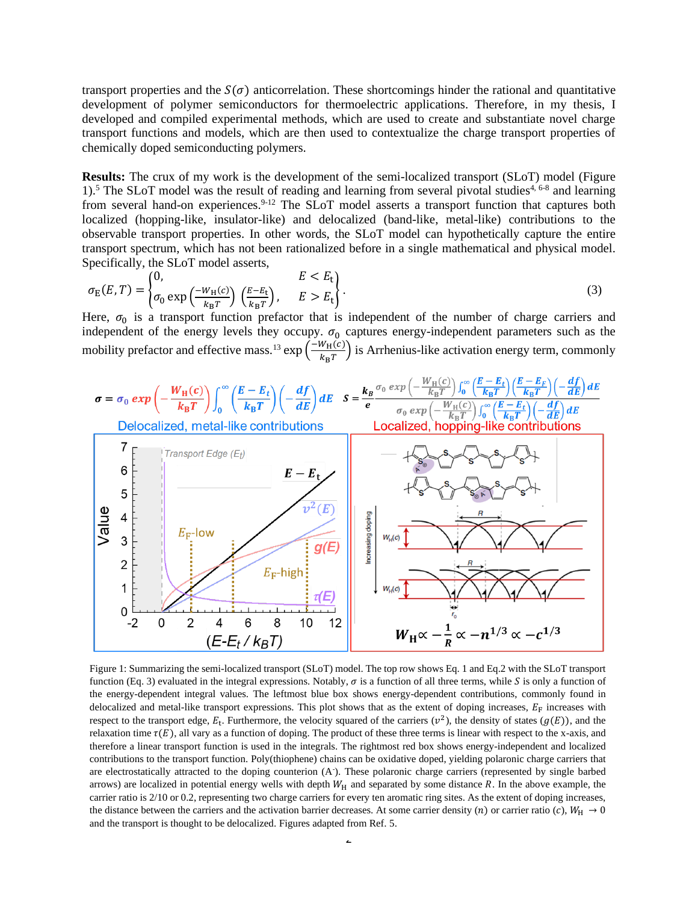transport properties and the $S(\sigma)$ anticorrelation. These shortcomings hinder the rational and quantitative development of polymer semiconductors for thermoelectric applications. Therefore, in my thesis, I developed and compiled experimental methods, which are used to create and substantiate novel charge transport functions and models, which are then used to contextualize the charge transport properties of chemically doped semiconducting polymers.

**Results:** The crux of my work is the development of the semi-localized transport (SLoT) model (Figure 1).[5] The SLoT model was the result of reading and learning from several pivotal studies[4, 6-8] and learning from several hands-on experiences.[9-12] The SLoT model asserts a transport function that captures both localized (hopping-like, insulator-like) and delocalized (band-like, metal-like) contributions to the observable transport properties. In other words, the SLoT model can hypothetically capture the entire transport spectrum, which has not been rationalized before in a single mathematical and physical model. Specifically, the SLoT model asserts,

$$\sigma_{\mathrm{E}}(E,T) = \begin{Bmatrix} 0, & E < E_{\mathrm{t}} \\ \sigma_0 \exp\left(\frac{-W_{\mathrm{H}}(c)}{k_{\mathrm{B}}T}\right)\left(\frac{E-E_{\mathrm{t}}}{k_{\mathrm{B}}T}\right), & E > E_{\mathrm{t}} \end{Bmatrix}. \tag{3}$$

Here, $\sigma_0$ is a transport function prefactor that is independent of the number of charge carriers and independent of the energy levels they occupy. $\sigma_0$ captures energy-independent parameters such as the mobility prefactor and effective mass.[13] $\exp\left(\frac{-W_{\mathrm{H}}(c)}{k_{\mathrm{B}}T}\right)$ is Arrhenius-like activation energy term, commonly

$$\sigma = \sigma_0 \exp\left(-\frac{W_{\mathrm{H}}(c)}{k_{\mathrm{B}}T}\right)\int_0^\infty \left(\frac{E-E_t}{k_{\mathrm{B}}T}\right)\left(-\frac{df}{dE}\right)dE \qquad S = \frac{k_B}{e}\frac{\sigma_0 \exp\left(-\frac{W_{\mathrm{H}}(c)}{k_{\mathrm{B}}T}\right)\int_0^\infty \left(\frac{E-E_t}{k_{\mathrm{B}}T}\right)\left(\frac{E-E_F}{k_{\mathrm{B}}T}\right)\left(-\frac{df}{dE}\right)dE}{\sigma_0 \exp\left(-\frac{W_{\mathrm{H}}(c)}{k_{\mathrm{B}}T}\right)\int_0^\infty \left(\frac{E-E_t}{k_{\mathrm{B}}T}\right)\left(-\frac{df}{dE}\right)dE}$$

Figure 1: Summarizing the semi-localized transport (SLoT) model. The top row shows Eq. 1 and Eq.2 with the SLoT transport function (Eq. 3) evaluated in the integral expressions. Notably, $\sigma$ is a function of all three terms, while $S$ is only a function of the energy-dependent integral values. The leftmost blue box shows energy-dependent contributions, commonly found in delocalized and metal-like transport expressions. This plot shows that as the extent of doping increases, $E_{\mathrm{F}}$ increases with respect to the transport edge, $E_{\mathrm{t}}$. Furthermore, the velocity squared of the carriers ($v^2$), the density of states ($g(E)$), and the relaxation time $\tau(E)$, all vary as a function of doping. The product of these three terms is linear with respect to the x-axis, and therefore a linear transport function is used in the integrals. The rightmost red box shows energy-independent and localized contributions to the transport function. Poly(thiophene) chains can be oxidative doped, yielding polaronic charge carriers that are electrostatically attracted to the doping counterion ($A^-$). These polaronic charge carriers (represented by single barbed arrows) are localized in potential energy wells with depth $W_{\mathrm{H}}$ and separated by some distance $R$. In the above example, the carrier ratio is 2/10 or 0.2, representing two charge carriers for every ten aromatic ring sites. As the extent of doping increases, the distance between the carriers and the activation barrier decreases. At some carrier density ($n$) or carrier ratio ($c$), $W_{\mathrm{H}} \to 0$ and the transport is thought to be delocalized. Figures adapted from Ref. 5.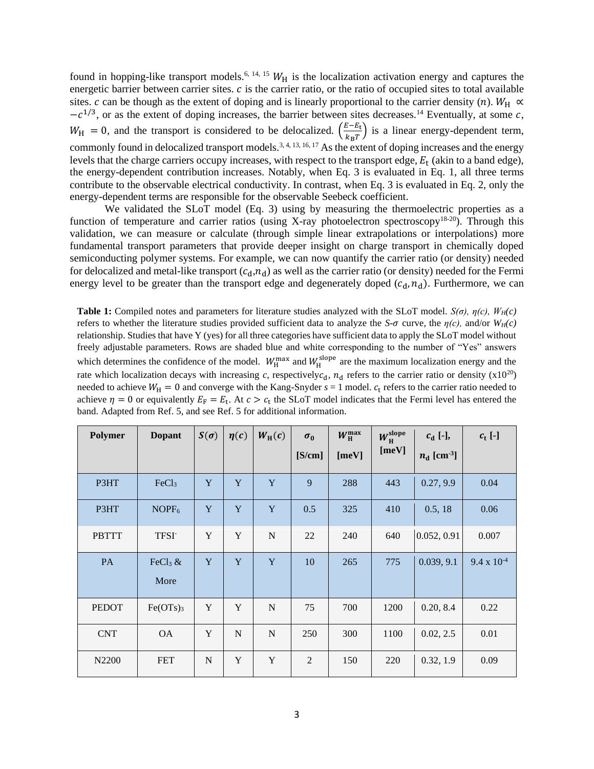found in hopping-like transport models.[6, 14, 15] $W_{\mathrm{H}}$ is the localization activation energy and captures the energetic barrier between carrier sites. $c$ is the carrier ratio, or the ratio of occupied sites to total available sites. $c$ can be though as the extent of doping and is linearly proportional to the carrier density ($n$). $W_{\mathrm{H}} \propto -c^{1/3}$, or as the extent of doping increases, the barrier between sites decreases.[14] Eventually, at some $c$, $W_{\mathrm{H}} = 0$, and the transport is considered to be delocalized. $\left(\frac{E-E_{\mathrm{t}}}{k_{\mathrm{B}}T}\right)$ is a linear energy-dependent term, commonly found in delocalized transport models.[3, 4, 13, 16, 17] As the extent of doping increases and the energy levels that the charge carriers occupy increases, with respect to the transport edge, $E_{\mathrm{t}}$ (akin to a band edge), the energy-dependent contribution increases. Notably, when Eq. 3 is evaluated in Eq. 1, all three terms contribute to the observable electrical conductivity. In contrast, when Eq. 3 is evaluated in Eq. 2, only the energy-dependent terms are responsible for the observable Seebeck coefficient.

We validated the SLoT model (Eq. 3) using by measuring the thermoelectric properties as a function of temperature and carrier ratios (using X-ray photoelectron spectroscopy[18-20]). Through this validation, we can measure or calculate (through simple linear extrapolations or interpolations) more fundamental transport parameters that provide deeper insight on charge transport in chemically doped semiconducting polymer systems. For example, we can now quantify the carrier ratio (or density) needed for delocalized and metal-like transport ($c_{\mathrm{d}}$,$n_{\mathrm{d}}$) as well as the carrier ratio (or density) needed for the Fermi energy level to be greater than the transport edge and degenerately doped ($c_{\mathrm{d}}$, $n_{\mathrm{d}}$). Furthermore, we can

**Table 1:** Compiled notes and parameters for literature studies analyzed with the SLoT model. *S(σ), η(c), W<sub>H</sub>(c)* refers to whether the literature studies provided sufficient data to analyze the *S*-σ curve, the *η(c),* and/or *W*H*(c)* relationship. Studies that have Y (yes) for all three categories have sufficient data to apply the SLoT model without freely adjustable parameters. Rows are shaded blue and white corresponding to the number of "Yes" answers which determines the confidence of the model. $W_{\mathrm{H}}^{\mathrm{max}}$ and $W_{\mathrm{H}}^{\mathrm{slope}}$ are the maximum localization energy and the rate which localization decays with increasing *c*, respectively$c_{\mathrm{d}}$, $n_{\mathrm{d}}$ refers to the carrier ratio or density (x$10^{20}$) needed to achieve $W_{\mathrm{H}} = 0$ and converge with the Kang-Snyder *s* = 1 model. $c_{\mathrm{t}}$ refers to the carrier ratio needed to achieve $\eta = 0$ or equivalently $E_{\mathrm{F}} = E_{\mathrm{t}}$. At $c > c_{\mathrm{t}}$ the SLoT model indicates that the Fermi level has entered the band. Adapted from Ref. 5, and see Ref. 5 for additional information.

| Polymer | Dopant | $S(\sigma)$ | $\eta(c)$ | $W_{\mathrm{H}}(c)$ | $\sigma_0$ [S/cm] | $W_{\mathrm{H}}^{\mathrm{max}}$ [meV] | $W_{\mathrm{H}}^{\mathrm{slope}}$ [meV] | $c_{\mathrm{d}}$ [-], $n_{\mathrm{d}}$ [cm$^{-3}$] | $c_{\mathrm{t}}$ [-] |
|---|---|---|---|---|---|---|---|---|---|
| P3HT | $FeCl_3$ | Y | Y | Y | 9 | 288 | 443 | 0.27, 9.9 | 0.04 |
| P3HT | $NOPF_6$ | Y | Y | Y | 0.5 | 325 | 410 | 0.5, 18 | 0.06 |
| PBTTT | $TFSI^-$ | Y | Y | N | 22 | 240 | 640 | 0.052, 0.91 | 0.007 |
| PA | $FeCl_3$ & More | Y | Y | Y | 10 | 265 | 775 | 0.039, 9.1 | $9.4 \times 10^{-4}$ |
| PEDOT | $Fe(OTs)_3$ | Y | Y | N | 75 | 700 | 1200 | 0.20, 8.4 | 0.22 |
| CNT | OA | Y | N | N | 250 | 300 | 1100 | 0.02, 2.5 | 0.01 |
| N2200 | FET | N | Y | Y | 2 | 150 | 220 | 0.32, 1.9 | 0.09 |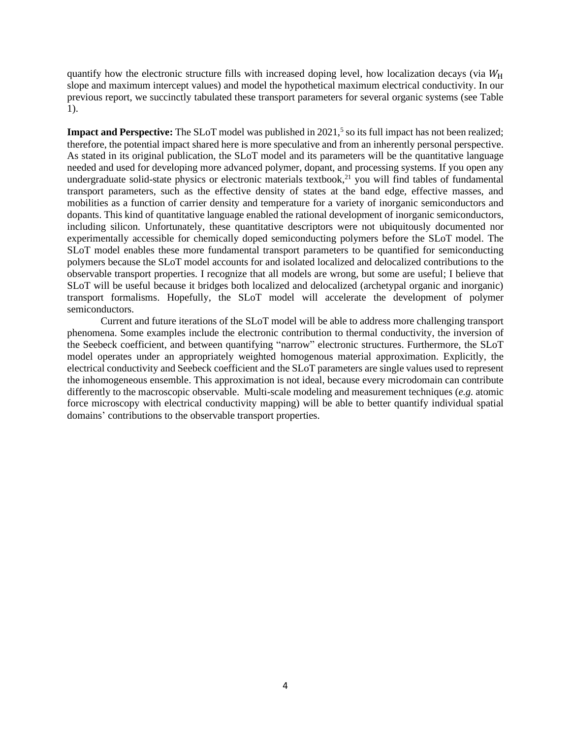quantify how the electronic structure fills with increased doping level, how localization decays (via $W_{\mathrm{H}}$ slope and maximum intercept values) and model the hypothetical maximum electrical conductivity. In our previous report, we succinctly tabulated these transport parameters for several organic systems (see Table 1).

**Impact and Perspective:** The SLoT model was published in 2021,[5] so its full impact has not been realized; therefore, the potential impact shared here is more speculative and from an inherently personal perspective. As stated in its original publication, the SLoT model and its parameters will be the quantitative language needed and used for developing more advanced polymer, dopant, and processing systems. If you open any undergraduate solid-state physics or electronic materials textbook,[21] you will find tables of fundamental transport parameters, such as the effective density of states at the band edge, effective masses, and mobilities as a function of carrier density and temperature for a variety of inorganic semiconductors and dopants. This kind of quantitative language enabled the rational development of inorganic semiconductors, including silicon. Unfortunately, these quantitative descriptors were not ubiquitously documented nor experimentally accessible for chemically doped semiconducting polymers before the SLoT model. The SLoT model enables these more fundamental transport parameters to be quantified for semiconducting polymers because the SLoT model accounts for and isolated localized and delocalized contributions to the observable transport properties. I recognize that all models are wrong, but some are useful; I believe that SLoT will be useful because it bridges both localized and delocalized (archetypal organic and inorganic) transport formalisms. Hopefully, the SLoT model will accelerate the development of polymer semiconductors.

Current and future iterations of the SLoT model will be able to address more challenging transport phenomena. Some examples include the electronic contribution to thermal conductivity, the inversion of the Seebeck coefficient, and between quantifying "narrow" electronic structures. Furthermore, the SLoT model operates under an appropriately weighted homogenous material approximation. Explicitly, the electrical conductivity and Seebeck coefficient and the SLoT parameters are single values used to represent the inhomogeneous ensemble. This approximation is not ideal, because every microdomain can contribute differently to the macroscopic observable. Multi-scale modeling and measurement techniques (*e.g.* atomic force microscopy with electrical conductivity mapping) will be able to better quantify individual spatial domains' contributions to the observable transport properties.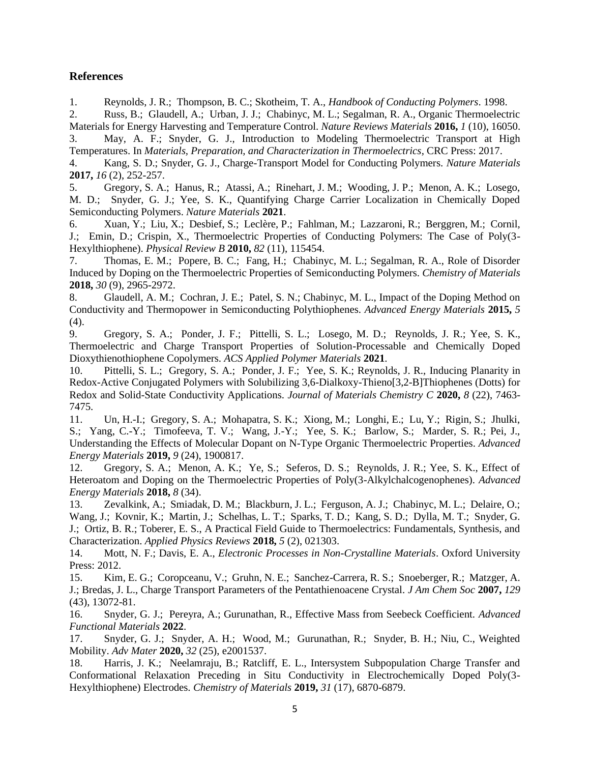## References

1. Reynolds, J. R.; Thompson, B. C.; Skotheim, T. A., *Handbook of Conducting Polymers*. 1998.
2. Russ, B.; Glaudell, A.; Urban, J. J.; Chabinyc, M. L.; Segalman, R. A., Organic Thermoelectric Materials for Energy Harvesting and Temperature Control. *Nature Reviews Materials* **2016,** *1* (10), 16050.
3. May, A. F.; Snyder, G. J., Introduction to Modeling Thermoelectric Transport at High Temperatures. In *Materials, Preparation, and Characterization in Thermoelectrics*, CRC Press: 2017.
4. Kang, S. D.; Snyder, G. J., Charge-Transport Model for Conducting Polymers. *Nature Materials* **2017,** *16* (2), 252-257.
5. Gregory, S. A.; Hanus, R.; Atassi, A.; Rinehart, J. M.; Wooding, J. P.; Menon, A. K.; Losego, M. D.; Snyder, G. J.; Yee, S. K., Quantifying Charge Carrier Localization in Chemically Doped Semiconducting Polymers. *Nature Materials* **2021**.
6. Xuan, Y.; Liu, X.; Desbief, S.; Leclère, P.; Fahlman, M.; Lazzaroni, R.; Berggren, M.; Cornil, J.; Emin, D.; Crispin, X., Thermoelectric Properties of Conducting Polymers: The Case of Poly(3-Hexylthiophene). *Physical Review B* **2010,** *82* (11), 115454.
7. Thomas, E. M.; Popere, B. C.; Fang, H.; Chabinyc, M. L.; Segalman, R. A., Role of Disorder Induced by Doping on the Thermoelectric Properties of Semiconducting Polymers. *Chemistry of Materials* **2018,** *30* (9), 2965-2972.
8. Glaudell, A. M.; Cochran, J. E.; Patel, S. N.; Chabinyc, M. L., Impact of the Doping Method on Conductivity and Thermopower in Semiconducting Polythiophenes. *Advanced Energy Materials* **2015,** *5* (4).
9. Gregory, S. A.; Ponder, J. F.; Pittelli, S. L.; Losego, M. D.; Reynolds, J. R.; Yee, S. K., Thermoelectric and Charge Transport Properties of Solution-Processable and Chemically Doped Dioxythienothiophene Copolymers. *ACS Applied Polymer Materials* **2021**.
10. Pittelli, S. L.; Gregory, S. A.; Ponder, J. F.; Yee, S. K.; Reynolds, J. R., Inducing Planarity in Redox-Active Conjugated Polymers with Solubilizing 3,6-Dialkoxy-Thieno[3,2-B]Thiophenes (Dotts) for Redox and Solid-State Conductivity Applications. *Journal of Materials Chemistry C* **2020,** *8* (22), 7463-7475.
11. Un, H.-I.; Gregory, S. A.; Mohapatra, S. K.; Xiong, M.; Longhi, E.; Lu, Y.; Rigin, S.; Jhulki, S.; Yang, C.-Y.; Timofeeva, T. V.; Wang, J.-Y.; Yee, S. K.; Barlow, S.; Marder, S. R.; Pei, J., Understanding the Effects of Molecular Dopant on N-Type Organic Thermoelectric Properties. *Advanced Energy Materials* **2019,** *9* (24), 1900817.
12. Gregory, S. A.; Menon, A. K.; Ye, S.; Seferos, D. S.; Reynolds, J. R.; Yee, S. K., Effect of Heteroatom and Doping on the Thermoelectric Properties of Poly(3-Alkylchalcogenophenes). *Advanced Energy Materials* **2018,** *8* (34).
13. Zevalkink, A.; Smiadak, D. M.; Blackburn, J. L.; Ferguson, A. J.; Chabinyc, M. L.; Delaire, O.; Wang, J.; Kovnir, K.; Martin, J.; Schelhas, L. T.; Sparks, T. D.; Kang, S. D.; Dylla, M. T.; Snyder, G. J.; Ortiz, B. R.; Toberer, E. S., A Practical Field Guide to Thermoelectrics: Fundamentals, Synthesis, and Characterization. *Applied Physics Reviews* **2018,** *5* (2), 021303.
14. Mott, N. F.; Davis, E. A., *Electronic Processes in Non-Crystalline Materials*. Oxford University Press: 2012.
15. Kim, E. G.; Coropceanu, V.; Gruhn, N. E.; Sanchez-Carrera, R. S.; Snoeberger, R.; Matzger, A. J.; Bredas, J. L., Charge Transport Parameters of the Pentathienoacene Crystal. *J Am Chem Soc* **2007,** *129* (43), 13072-81.
16. Snyder, G. J.; Pereyra, A.; Gurunathan, R., Effective Mass from Seebeck Coefficient. *Advanced Functional Materials* **2022**.
17. Snyder, G. J.; Snyder, A. H.; Wood, M.; Gurunathan, R.; Snyder, B. H.; Niu, C., Weighted Mobility. *Adv Mater* **2020,** *32* (25), e2001537.
18. Harris, J. K.; Neelamraju, B.; Ratcliff, E. L., Intersystem Subpopulation Charge Transfer and Conformational Relaxation Preceding in Situ Conductivity in Electrochemically Doped Poly(3-Hexylthiophene) Electrodes. *Chemistry of Materials* **2019,** *31* (17), 6870-6879.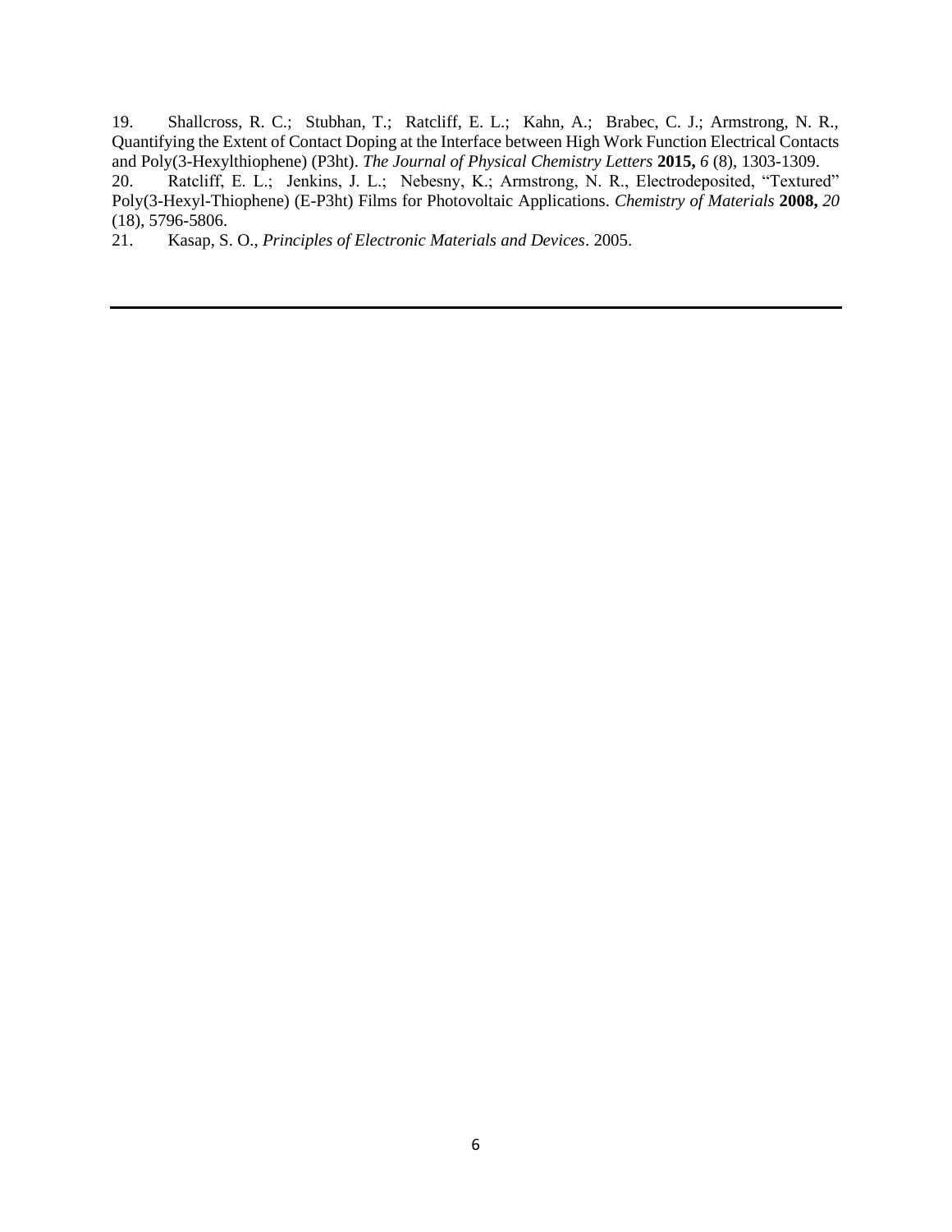19. Shallcross, R. C.; Stubhan, T.; Ratcliff, E. L.; Kahn, A.; Brabec, C. J.; Armstrong, N. R., Quantifying the Extent of Contact Doping at the Interface between High Work Function Electrical Contacts and Poly(3-Hexylthiophene) (P3ht). *The Journal of Physical Chemistry Letters* **2015,** *6* (8), 1303-1309.

20. Ratcliff, E. L.; Jenkins, J. L.; Nebesny, K.; Armstrong, N. R., Electrodeposited, "Textured" Poly(3-Hexyl-Thiophene) (E-P3ht) Films for Photovoltaic Applications. *Chemistry of Materials* **2008,** *20* (18), 5796-5806.

21. Kasap, S. O., *Principles of Electronic Materials and Devices*. 2005.

---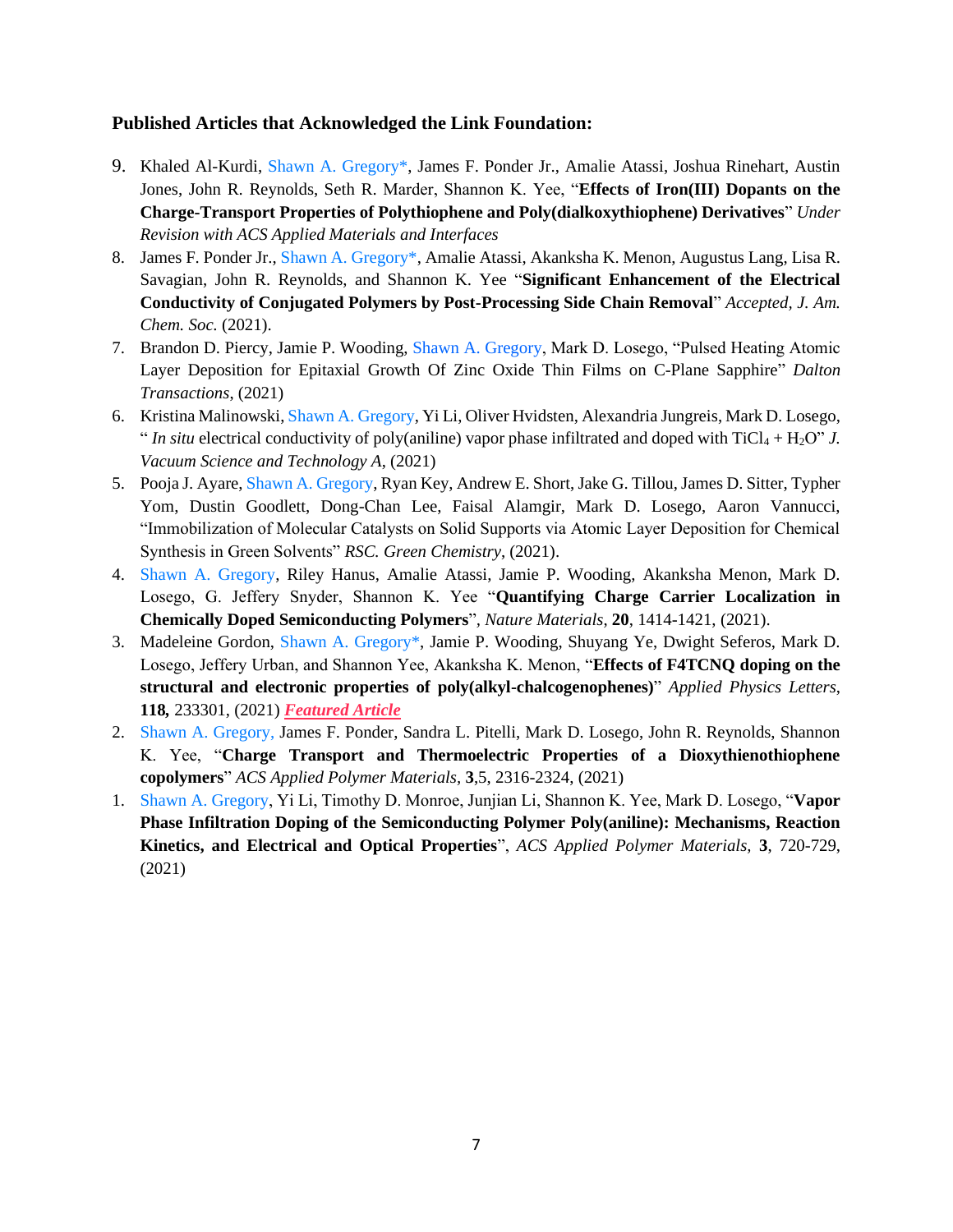**Published Articles that Acknowledged the Link Foundation:**

9. Khaled Al-Kurdi, Shawn A. Gregory*, James F. Ponder Jr., Amalie Atassi, Joshua Rinehart, Austin Jones, John R. Reynolds, Seth R. Marder, Shannon K. Yee, "**Effects of Iron(III) Dopants on the Charge-Transport Properties of Polythiophene and Poly(dialkoxythiophene) Derivatives**" *Under Revision with ACS Applied Materials and Interfaces*
8. James F. Ponder Jr., Shawn A. Gregory*, Amalie Atassi, Akanksha K. Menon, Augustus Lang, Lisa R. Savagian, John R. Reynolds, and Shannon K. Yee "**Significant Enhancement of the Electrical Conductivity of Conjugated Polymers by Post-Processing Side Chain Removal**" *Accepted, J. Am. Chem. Soc.* (2021).
7. Brandon D. Piercy, Jamie P. Wooding, Shawn A. Gregory, Mark D. Losego, "Pulsed Heating Atomic Layer Deposition for Epitaxial Growth Of Zinc Oxide Thin Films on C-Plane Sapphire" *Dalton Transactions*, (2021)
6. Kristina Malinowski, Shawn A. Gregory, Yi Li, Oliver Hvidsten, Alexandria Jungreis, Mark D. Losego, " *In situ* electrical conductivity of poly(aniline) vapor phase infiltrated and doped with $TiCl_4$ + $H_2O$" *J. Vacuum Science and Technology A*, (2021)
5. Pooja J. Ayare, Shawn A. Gregory, Ryan Key, Andrew E. Short, Jake G. Tillou, James D. Sitter, Typher Yom, Dustin Goodlett, Dong-Chan Lee, Faisal Alamgir, Mark D. Losego, Aaron Vannucci, "Immobilization of Molecular Catalysts on Solid Supports via Atomic Layer Deposition for Chemical Synthesis in Green Solvents" *RSC. Green Chemistry*, (2021).
4. Shawn A. Gregory, Riley Hanus, Amalie Atassi, Jamie P. Wooding, Akanksha Menon, Mark D. Losego, G. Jeffery Snyder, Shannon K. Yee "**Quantifying Charge Carrier Localization in Chemically Doped Semiconducting Polymers**", *Nature Materials*, **20**, 1414-1421, (2021).
3. Madeleine Gordon, Shawn A. Gregory*, Jamie P. Wooding, Shuyang Ye, Dwight Seferos, Mark D. Losego, Jeffery Urban, and Shannon Yee, Akanksha K. Menon, "**Effects of F4TCNQ doping on the structural and electronic properties of poly(alkyl-chalcogenophenes)**" *Applied Physics Letters*, **118,** 233301, (2021) ***Featured Article***
2. Shawn A. Gregory, James F. Ponder, Sandra L. Pitelli, Mark D. Losego, John R. Reynolds, Shannon K. Yee, "**Charge Transport and Thermoelectric Properties of a Dioxythienothiophene copolymers**" *ACS Applied Polymer Materials*, **3**,5, 2316-2324, (2021)
1. Shawn A. Gregory, Yi Li, Timothy D. Monroe, Junjian Li, Shannon K. Yee, Mark D. Losego, "**Vapor Phase Infiltration Doping of the Semiconducting Polymer Poly(aniline): Mechanisms, Reaction Kinetics, and Electrical and Optical Properties**", *ACS Applied Polymer Materials*, **3**, 720-729, (2021)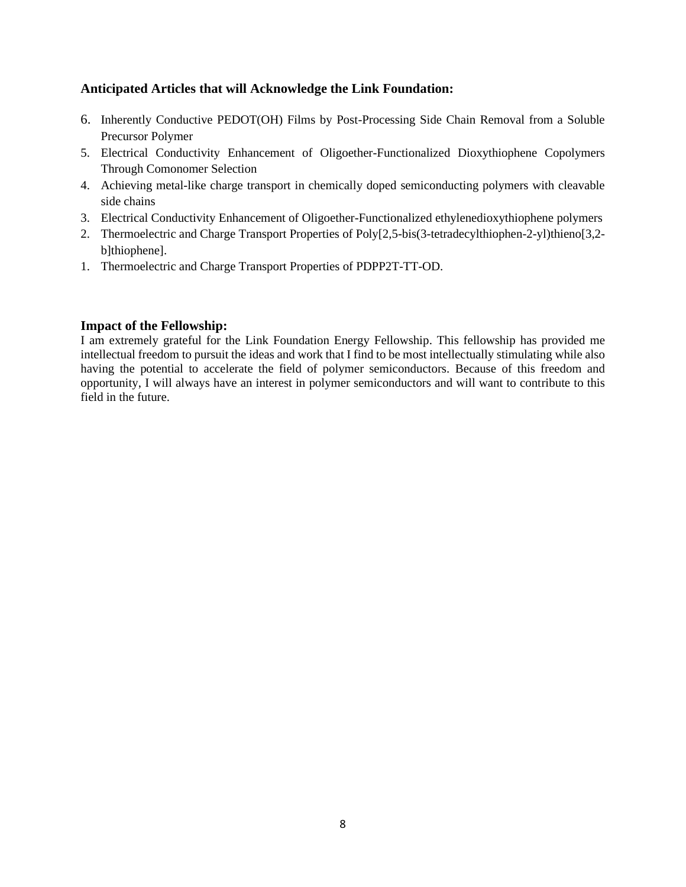### Anticipated Articles that will Acknowledge the Link Foundation:

6. Inherently Conductive PEDOT(OH) Films by Post-Processing Side Chain Removal from a Soluble Precursor Polymer
5. Electrical Conductivity Enhancement of Oligoether-Functionalized Dioxythiophene Copolymers Through Comonomer Selection
4. Achieving metal-like charge transport in chemically doped semiconducting polymers with cleavable side chains
3. Electrical Conductivity Enhancement of Oligoether-Functionalized ethylenedioxythiophene polymers
2. Thermoelectric and Charge Transport Properties of Poly[2,5-bis(3-tetradecylthiophen-2-yl)thieno[3,2-b]thiophene].
1. Thermoelectric and Charge Transport Properties of PDPP2T-TT-OD.

### Impact of the Fellowship:

I am extremely grateful for the Link Foundation Energy Fellowship. This fellowship has provided me intellectual freedom to pursuit the ideas and work that I find to be most intellectually stimulating while also having the potential to accelerate the field of polymer semiconductors. Because of this freedom and opportunity, I will always have an interest in polymer semiconductors and will want to contribute to this field in the future.